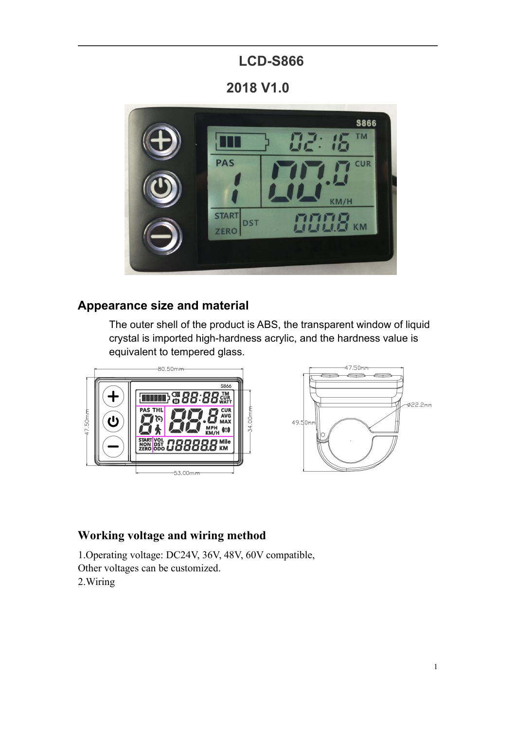# LCD-S866

## 2018 V1.0

## Appearance size and material

The outer shell of the product is ABS, the transparent window of liquid crystal is imported high-hardness acrylic, and the hardness value is equivalent to tempered glass.

## Working voltage and wiring method

1.Operating voltage: DC24V, 36V, 48V, 60V compatible,
Other voltages can be customized.
2.Wiring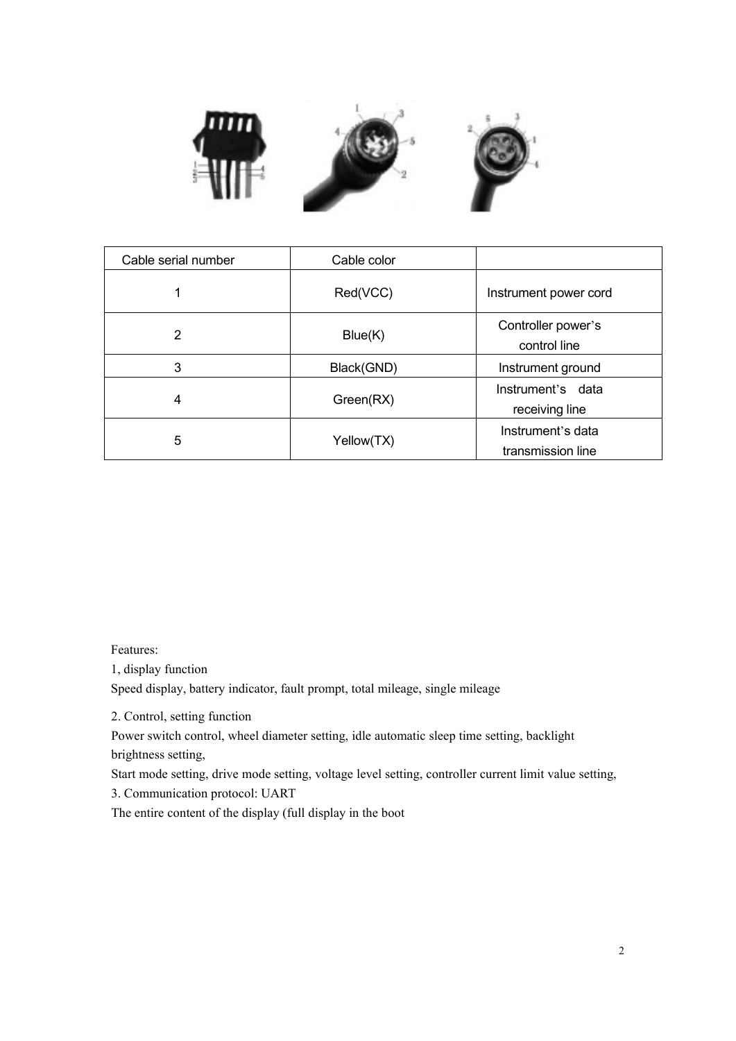| Cable serial number | Cable color | |
|---|---|---|
| 1 | Red(VCC) | Instrument power cord |
| 2 | Blue(K) | Controller power's control line |
| 3 | Black(GND) | Instrument ground |
| 4 | Green(RX) | Instrument's data receiving line |
| 5 | Yellow(TX) | Instrument's data transmission line |

Features:

1, display function

Speed display, battery indicator, fault prompt, total mileage, single mileage

2. Control, setting function

Power switch control, wheel diameter setting, idle automatic sleep time setting, backlight brightness setting,

Start mode setting, drive mode setting, voltage level setting, controller current limit value setting,

3. Communication protocol: UART

The entire content of the display (full display in the boot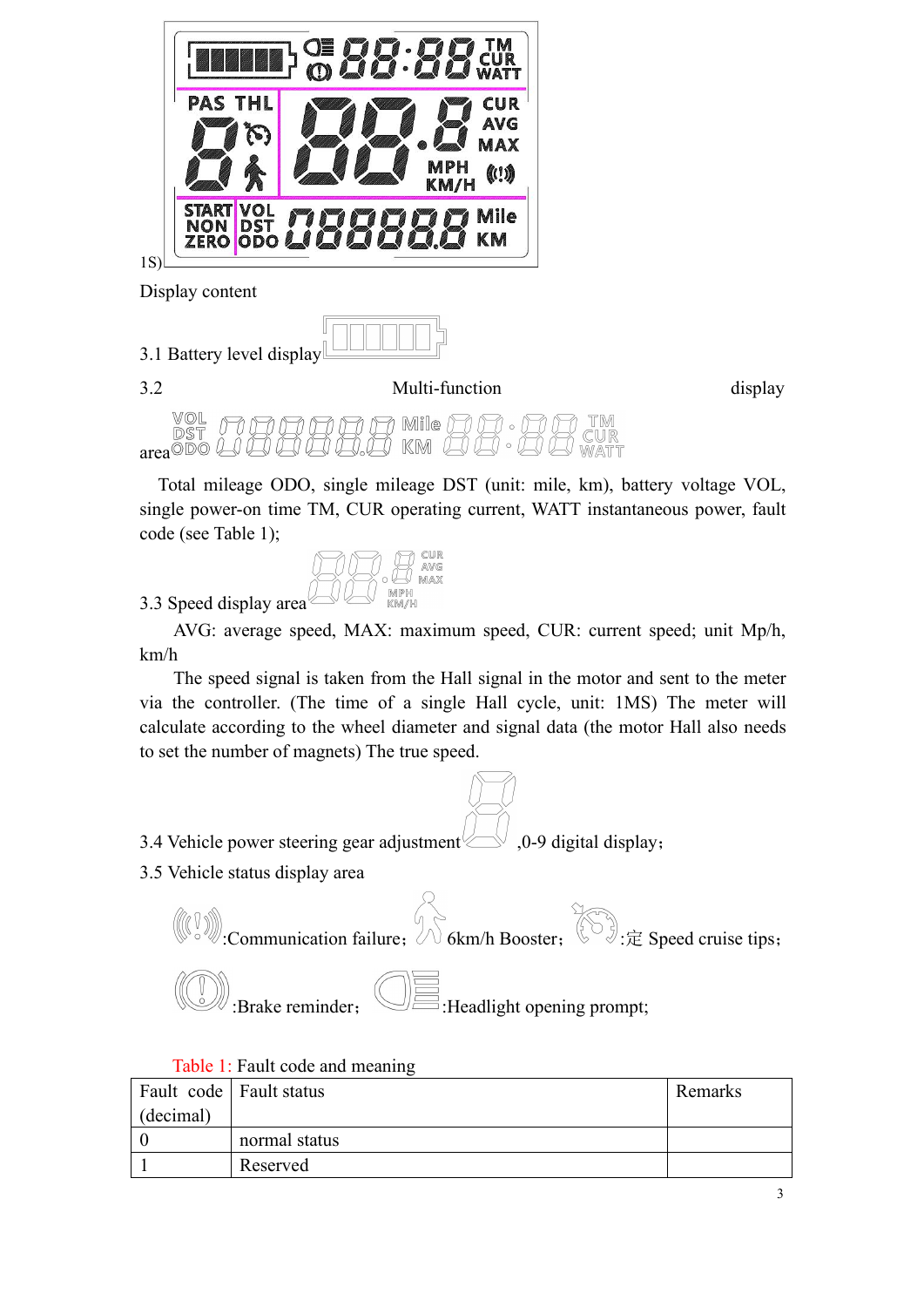1S)

Display content

3.1 Battery level display

3.2 Multi-function display area

Total mileage ODO, single mileage DST (unit: mile, km), battery voltage VOL, single power-on time TM, CUR operating current, WATT instantaneous power, fault code (see Table 1);

3.3 Speed display area

AVG: average speed, MAX: maximum speed, CUR: current speed; unit Mp/h, km/h

The speed signal is taken from the Hall signal in the motor and sent to the meter via the controller. (The time of a single Hall cycle, unit: 1MS) The meter will calculate according to the wheel diameter and signal data (the motor Hall also needs to set the number of magnets) The true speed.

3.4 Vehicle power steering gear adjustment ,0-9 digital display；

3.5 Vehicle status display area

:Communication failure； 6km/h Booster； :定 Speed cruise tips；

:Brake reminder； :Headlight opening prompt;

Table 1: Fault code and meaning

| Fault code (decimal) | Fault status | Remarks |
| --- | --- | --- |
| 0 | normal status | |
| 1 | Reserved | |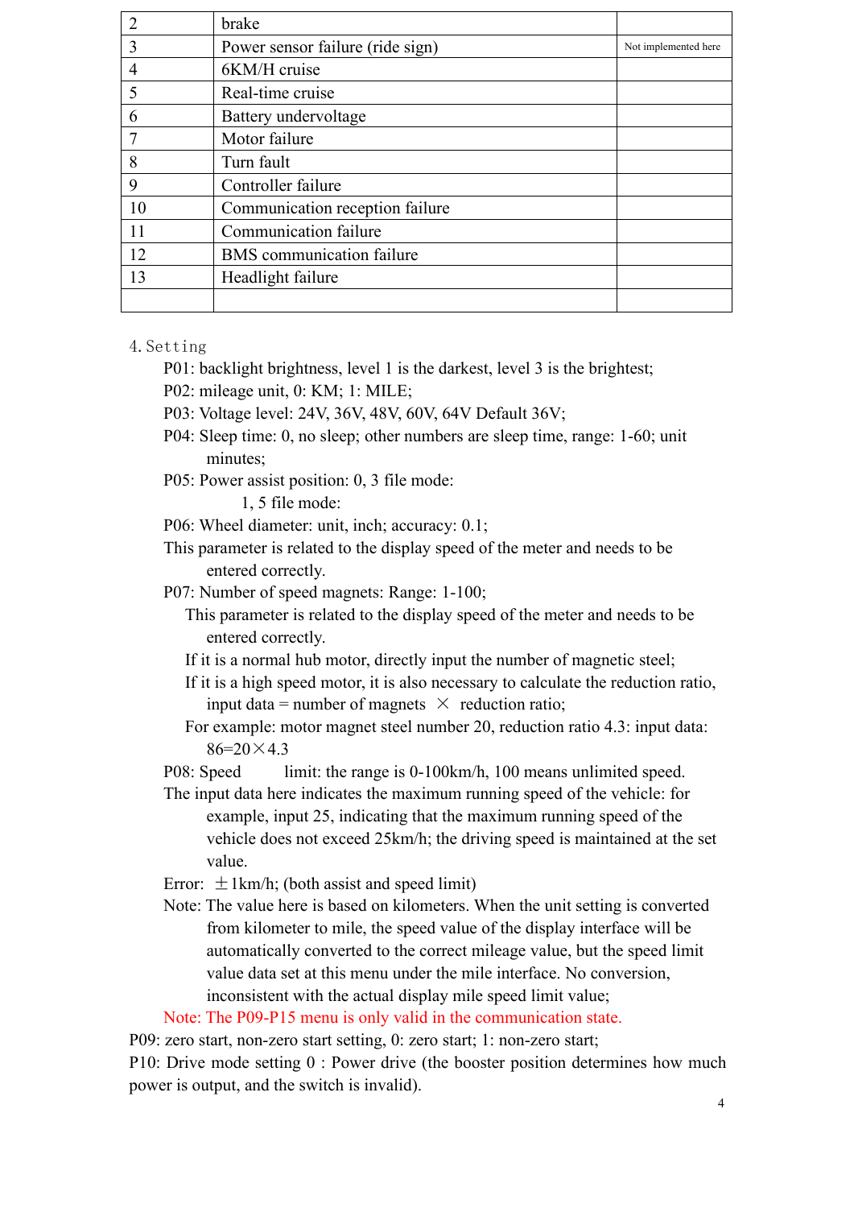| 2 | brake | |
|---|---|---|
| 3 | Power sensor failure (ride sign) | Not implemented here |
| 4 | 6KM/H cruise | |
| 5 | Real-time cruise | |
| 6 | Battery undervoltage | |
| 7 | Motor failure | |
| 8 | Turn fault | |
| 9 | Controller failure | |
| 10 | Communication reception failure | |
| 11 | Communication failure | |
| 12 | BMS communication failure | |
| 13 | Headlight failure | |
| | | |

4. Setting

P01: backlight brightness, level 1 is the darkest, level 3 is the brightest;

P02: mileage unit, 0: KM; 1: MILE;

P03: Voltage level: 24V, 36V, 48V, 60V, 64V Default 36V;

P04: Sleep time: 0, no sleep; other numbers are sleep time, range: 1-60; unit minutes;

P05: Power assist position: 0, 3 file mode:

1, 5 file mode:

P06: Wheel diameter: unit, inch; accuracy: 0.1;

This parameter is related to the display speed of the meter and needs to be entered correctly.

P07: Number of speed magnets: Range: 1-100;

This parameter is related to the display speed of the meter and needs to be entered correctly.

If it is a normal hub motor, directly input the number of magnetic steel;

If it is a high speed motor, it is also necessary to calculate the reduction ratio, input data = number of magnets × reduction ratio;

For example: motor magnet steel number 20, reduction ratio 4.3: input data: 86=20×4.3

P08: Speed limit: the range is 0-100km/h, 100 means unlimited speed.

The input data here indicates the maximum running speed of the vehicle: for example, input 25, indicating that the maximum running speed of the vehicle does not exceed 25km/h; the driving speed is maintained at the set value.

Error: ±1km/h; (both assist and speed limit)

Note: The value here is based on kilometers. When the unit setting is converted from kilometer to mile, the speed value of the display interface will be automatically converted to the correct mileage value, but the speed limit value data set at this menu under the mile interface. No conversion, inconsistent with the actual display mile speed limit value;

Note: The P09-P15 menu is only valid in the communication state.

P09: zero start, non-zero start setting, 0: zero start; 1: non-zero start;

P10: Drive mode setting 0 : Power drive (the booster position determines how much power is output, and the switch is invalid).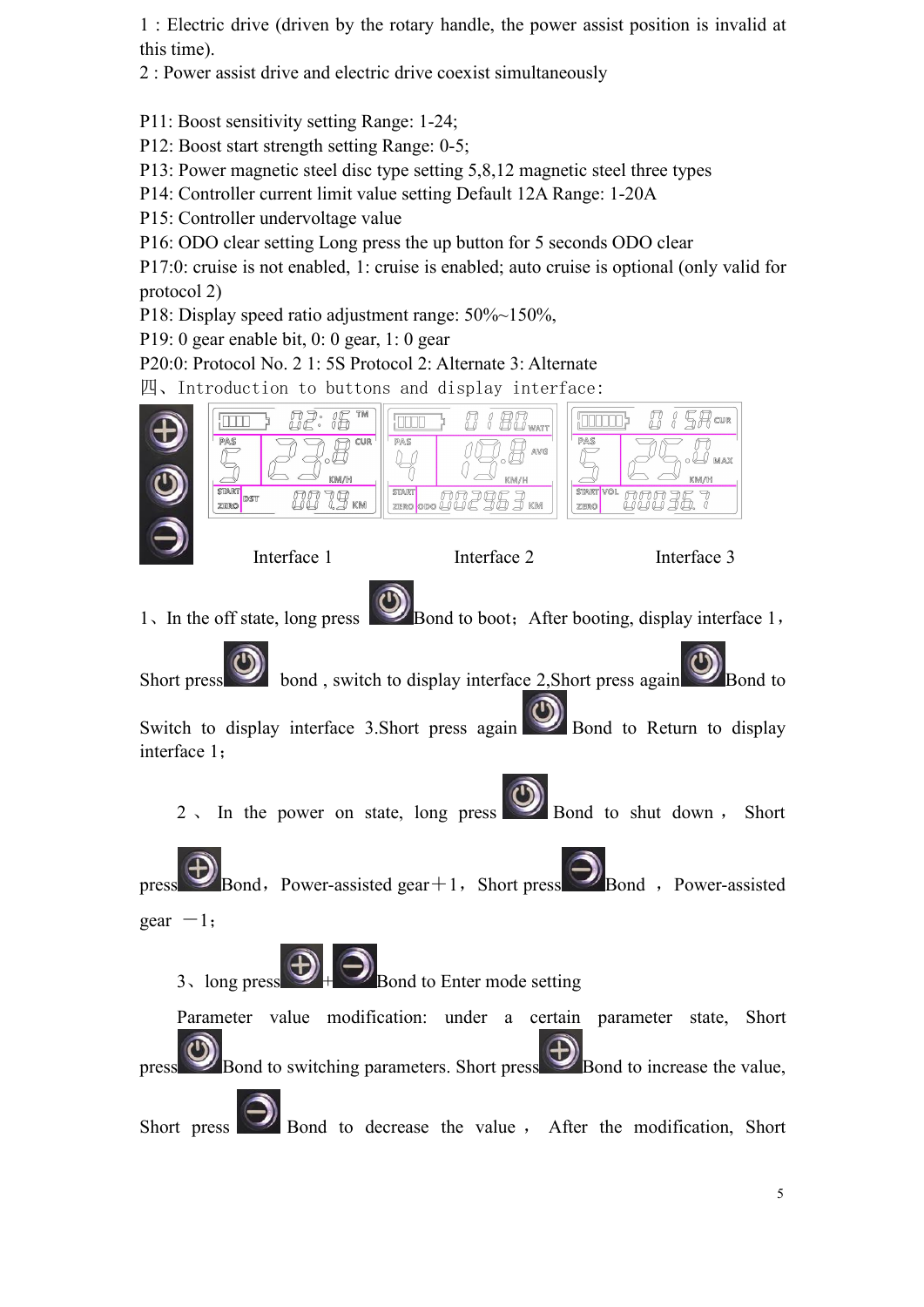1 : Electric drive (driven by the rotary handle, the power assist position is invalid at this time).

2 : Power assist drive and electric drive coexist simultaneously

P11: Boost sensitivity setting Range: 1-24;

P12: Boost start strength setting Range: 0-5;

P13: Power magnetic steel disc type setting 5,8,12 magnetic steel three types

P14: Controller current limit value setting Default 12A Range: 1-20A

P15: Controller undervoltage value

P16: ODO clear setting Long press the up button for 5 seconds ODO clear

P17:0: cruise is not enabled, 1: cruise is enabled; auto cruise is optional (only valid for protocol 2)

P18: Display speed ratio adjustment range: 50%~150%,

P19: 0 gear enable bit, 0: 0 gear, 1: 0 gear

P20:0: Protocol No. 2 1: 5S Protocol 2: Alternate 3: Alternate

四、Introduction to buttons and display interface:

Interface 1　　Interface 2　　Interface 3

1、In the off state, long press Bond to boot；After booting, display interface 1，Short press bond , switch to display interface 2,Short press again Bond to Switch to display interface 3.Short press again Bond to Return to display interface 1；

2 、 In the power on state, long press Bond to shut down ， Short press Bond，Power-assisted gear＋1，Short press Bond ，Power-assisted gear －1；

3、long press ＋ Bond to Enter mode setting

Parameter value modification: under a certain parameter state, Short press Bond to switching parameters. Short press Bond to increase the value, Short press Bond to decrease the value ， After the modification, Short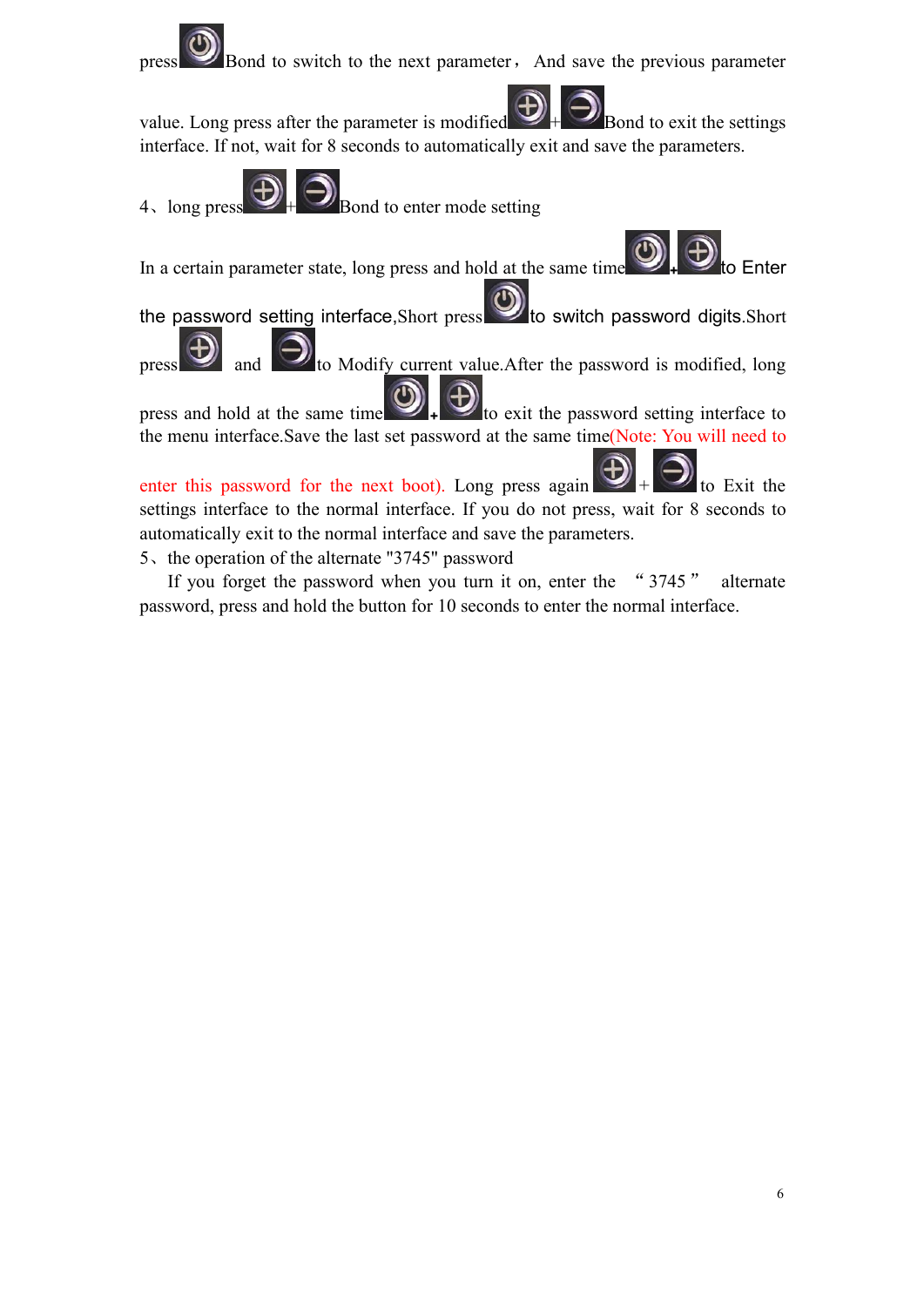press Bond to switch to the next parameter， And save the previous parameter value. Long press after the parameter is modified + Bond to exit the settings interface. If not, wait for 8 seconds to automatically exit and save the parameters.

4、long press + Bond to enter mode setting

In a certain parameter state, long press and hold at the same time + to Enter the password setting interface,Short press to switch password digits.Short press and to Modify current value.After the password is modified, long press and hold at the same time + to exit the password setting interface to the menu interface.Save the last set password at the same time(Note: You will need to enter this password for the next boot). Long press again + to Exit the settings interface to the normal interface. If you do not press, wait for 8 seconds to automatically exit to the normal interface and save the parameters.

5、the operation of the alternate "3745" password

If you forget the password when you turn it on, enter the “3745” alternate password, press and hold the button for 10 seconds to enter the normal interface.